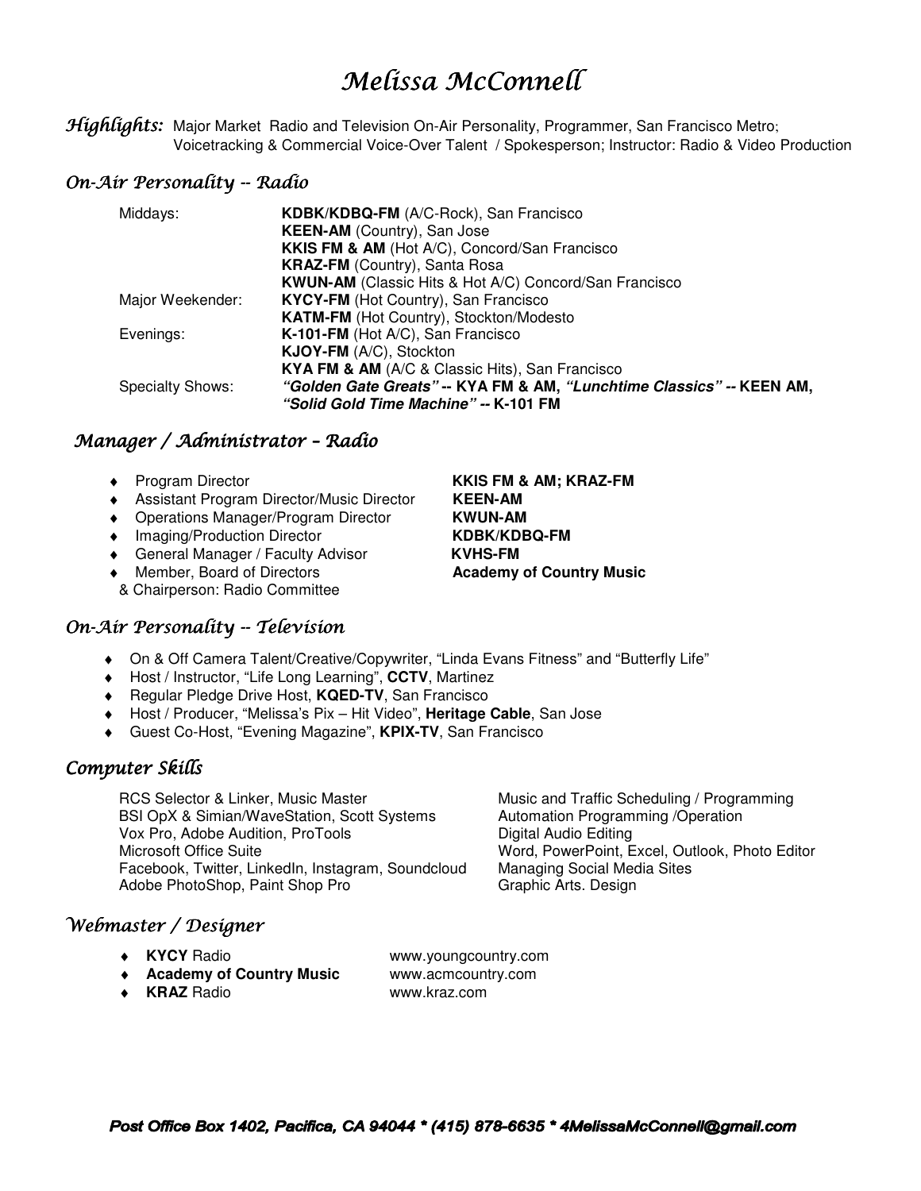# Melissa McConnell

***Highlights:*** Major Market Radio and Television On-Air Personality, Programmer, San Francisco Metro; Voicetracking & Commercial Voice-Over Talent / Spokesperson; Instructor: Radio & Video Production

## *On-Air Personality -- Radio*

| | |
|---|---|
| Middays: | **KDBK/KDBQ-FM** (A/C-Rock), San Francisco |
| | **KEEN-AM** (Country), San Jose |
| | **KKIS FM & AM** (Hot A/C), Concord/San Francisco |
| | **KRAZ-FM** (Country), Santa Rosa |
| | **KWUN-AM** (Classic Hits & Hot A/C) Concord/San Francisco |
| Major Weekender: | **KYCY-FM** (Hot Country), San Francisco |
| | **KATM-FM** (Hot Country), Stockton/Modesto |
| Evenings: | **K-101-FM** (Hot A/C), San Francisco |
| | **KJOY-FM** (A/C), Stockton |
| | **KYA FM & AM** (A/C & Classic Hits), San Francisco |
| Specialty Shows: | ***"Golden Gate Greats"* -- KYA FM & AM, *"Lunchtime Classics"* -- KEEN AM,** |
| | ***"Solid Gold Time Machine"* -- K-101 FM** |

## *Manager / Administrator – Radio*

- Program Director — **KKIS FM & AM; KRAZ-FM**
- Assistant Program Director/Music Director — **KEEN-AM**
- Operations Manager/Program Director — **KWUN-AM**
- Imaging/Production Director — **KDBK/KDBQ-FM**
- General Manager / Faculty Advisor — **KVHS-FM**
- Member, Board of Directors & Chairperson: Radio Committee — **Academy of Country Music**

## *On-Air Personality -- Television*

- On & Off Camera Talent/Creative/Copywriter, "Linda Evans Fitness" and "Butterfly Life"
- Host / Instructor, "Life Long Learning", **CCTV**, Martinez
- Regular Pledge Drive Host, **KQED-TV**, San Francisco
- Host / Producer, "Melissa's Pix – Hit Video", **Heritage Cable**, San Jose
- Guest Co-Host, "Evening Magazine", **KPIX-TV**, San Francisco

## *Computer Skills*

| | |
|---|---|
| RCS Selector & Linker, Music Master | Music and Traffic Scheduling / Programming |
| BSI OpX & Simian/WaveStation, Scott Systems | Automation Programming /Operation |
| Vox Pro, Adobe Audition, ProTools | Digital Audio Editing |
| Microsoft Office Suite | Word, PowerPoint, Excel, Outlook, Photo Editor |
| Facebook, Twitter, LinkedIn, Instagram, Soundcloud | Managing Social Media Sites |
| Adobe PhotoShop, Paint Shop Pro | Graphic Arts. Design |

## *Webmaster / Designer*

- **KYCY** Radio — www.youngcountry.com
- **Academy of Country Music** — www.acmcountry.com
- **KRAZ** Radio — www.kraz.com

***Post Office Box 1402, Pacifica, CA 94044 * (415) 878-6635 * 4MelissaMcConnell@gmail.com***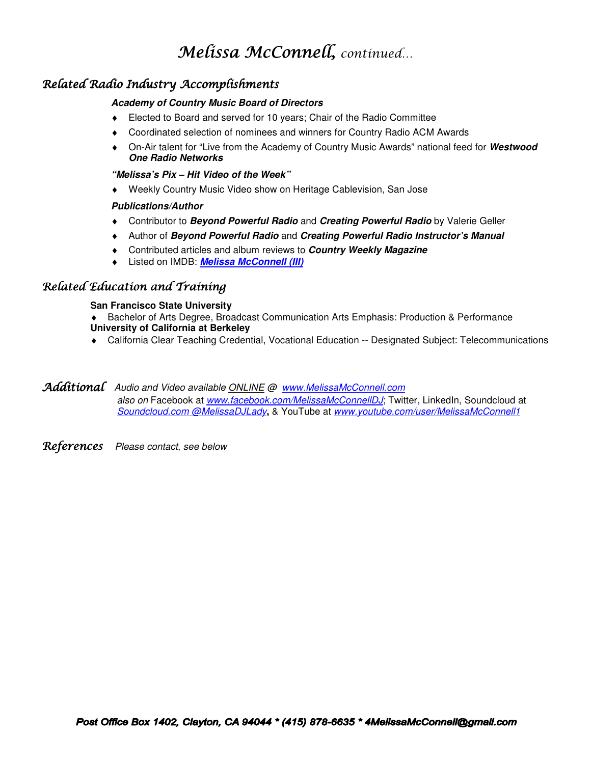# *Melissa McConnell, continued…*

## *Related Radio Industry Accomplishments*

***Academy of Country Music Board of Directors***

- Elected to Board and served for 10 years; Chair of the Radio Committee
- Coordinated selection of nominees and winners for Country Radio ACM Awards
- On-Air talent for "Live from the Academy of Country Music Awards" national feed for ***Westwood One Radio Networks***

***"Melissa's Pix – Hit Video of the Week"***

- Weekly Country Music Video show on Heritage Cablevision, San Jose

***Publications/Author***

- Contributor to ***Beyond Powerful Radio*** and ***Creating Powerful Radio*** by Valerie Geller
- Author of ***Beyond Powerful Radio*** and ***Creating Powerful Radio Instructor's Manual***
- Contributed articles and album reviews to ***Country Weekly Magazine***
- Listed on IMDB: ***Melissa McConnell (III)***

## *Related Education and Training*

**San Francisco State University**

- Bachelor of Arts Degree, Broadcast Communication Arts Emphasis: Production & Performance

**University of California at Berkeley**

- California Clear Teaching Credential, Vocational Education -- Designated Subject: Telecommunications

***Additional*** *Audio and Video available* *ONLINE @ www.MelissaMcConnell.com*
*also on* Facebook at *www.facebook.com/MelissaMcConnellDJ*; Twitter, LinkedIn, Soundcloud at *Soundcloud.com @MelissaDJLady*, & YouTube at *www.youtube.com/user/MelissaMcConnell1*

***References*** *Please contact, see below*

***Post Office Box 1402, Clayton, CA 94044 * (415) 878-6635 * 4MelissaMcConnell@gmail.com***